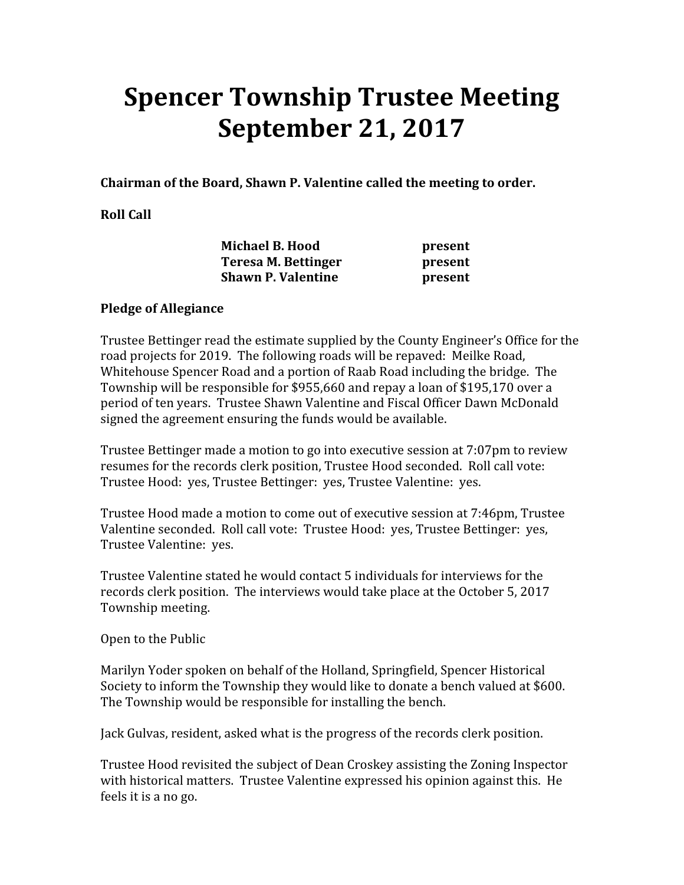# Spencer Township Trustee Meeting September 21, 2017

**Chairman of the Board, Shawn P. Valentine called the meeting to order.**

**Roll Call**

| | |
|---|---|
| **Michael B. Hood** | **present** |
| **Teresa M. Bettinger** | **present** |
| **Shawn P. Valentine** | **present** |

**Pledge of Allegiance**

Trustee Bettinger read the estimate supplied by the County Engineer's Office for the road projects for 2019. The following roads will be repaved: Meilke Road, Whitehouse Spencer Road and a portion of Raab Road including the bridge. The Township will be responsible for $955,660 and repay a loan of $195,170 over a period of ten years. Trustee Shawn Valentine and Fiscal Officer Dawn McDonald signed the agreement ensuring the funds would be available.

Trustee Bettinger made a motion to go into executive session at 7:07pm to review resumes for the records clerk position, Trustee Hood seconded. Roll call vote: Trustee Hood: yes, Trustee Bettinger: yes, Trustee Valentine: yes.

Trustee Hood made a motion to come out of executive session at 7:46pm, Trustee Valentine seconded. Roll call vote: Trustee Hood: yes, Trustee Bettinger: yes, Trustee Valentine: yes.

Trustee Valentine stated he would contact 5 individuals for interviews for the records clerk position. The interviews would take place at the October 5, 2017 Township meeting.

Open to the Public

Marilyn Yoder spoken on behalf of the Holland, Springfield, Spencer Historical Society to inform the Township they would like to donate a bench valued at $600. The Township would be responsible for installing the bench.

Jack Gulvas, resident, asked what is the progress of the records clerk position.

Trustee Hood revisited the subject of Dean Croskey assisting the Zoning Inspector with historical matters. Trustee Valentine expressed his opinion against this. He feels it is a no go.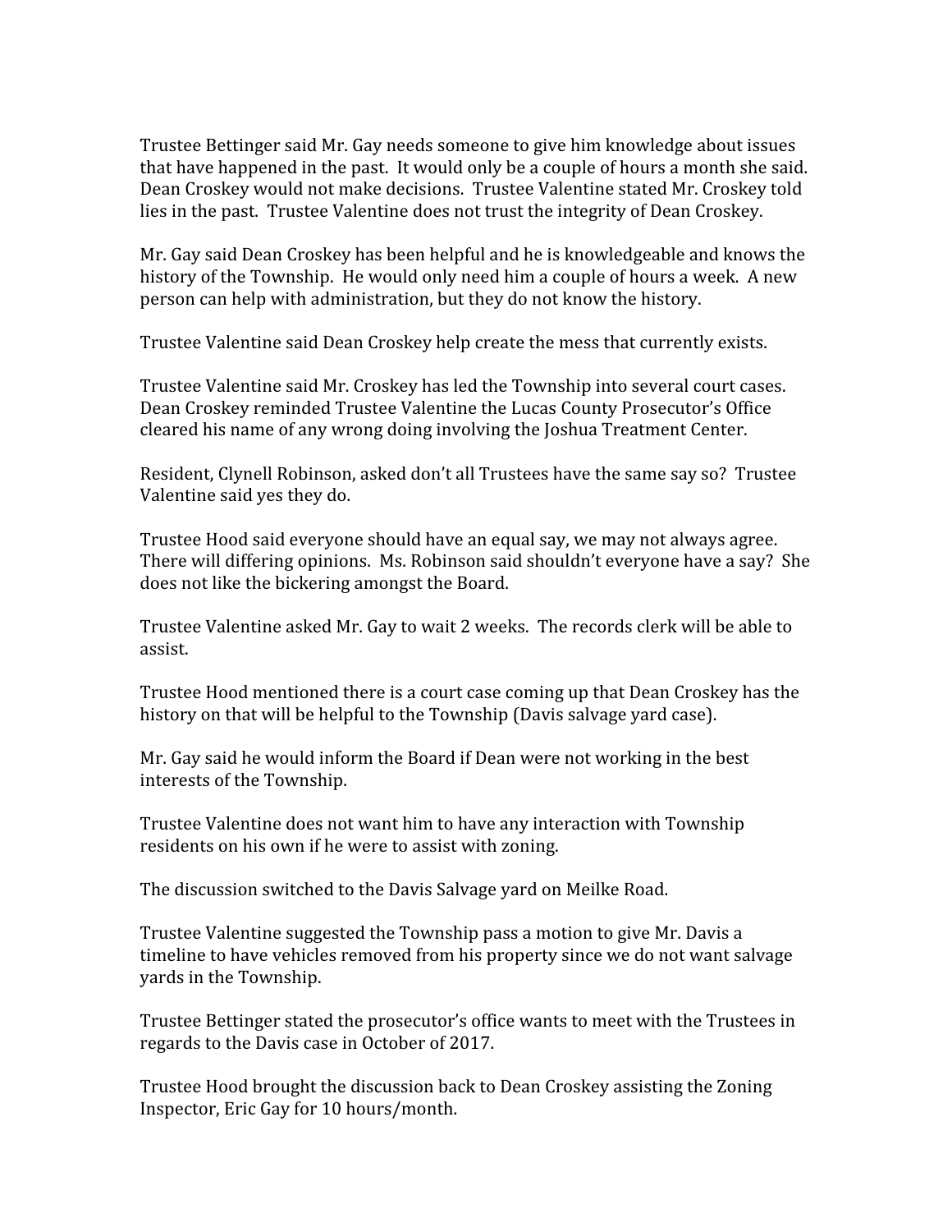Trustee Bettinger said Mr. Gay needs someone to give him knowledge about issues that have happened in the past. It would only be a couple of hours a month she said. Dean Croskey would not make decisions. Trustee Valentine stated Mr. Croskey told lies in the past. Trustee Valentine does not trust the integrity of Dean Croskey.

Mr. Gay said Dean Croskey has been helpful and he is knowledgeable and knows the history of the Township. He would only need him a couple of hours a week. A new person can help with administration, but they do not know the history.

Trustee Valentine said Dean Croskey help create the mess that currently exists.

Trustee Valentine said Mr. Croskey has led the Township into several court cases. Dean Croskey reminded Trustee Valentine the Lucas County Prosecutor's Office cleared his name of any wrong doing involving the Joshua Treatment Center.

Resident, Clynell Robinson, asked don't all Trustees have the same say so? Trustee Valentine said yes they do.

Trustee Hood said everyone should have an equal say, we may not always agree. There will differing opinions. Ms. Robinson said shouldn't everyone have a say? She does not like the bickering amongst the Board.

Trustee Valentine asked Mr. Gay to wait 2 weeks. The records clerk will be able to assist.

Trustee Hood mentioned there is a court case coming up that Dean Croskey has the history on that will be helpful to the Township (Davis salvage yard case).

Mr. Gay said he would inform the Board if Dean were not working in the best interests of the Township.

Trustee Valentine does not want him to have any interaction with Township residents on his own if he were to assist with zoning.

The discussion switched to the Davis Salvage yard on Meilke Road.

Trustee Valentine suggested the Township pass a motion to give Mr. Davis a timeline to have vehicles removed from his property since we do not want salvage yards in the Township.

Trustee Bettinger stated the prosecutor's office wants to meet with the Trustees in regards to the Davis case in October of 2017.

Trustee Hood brought the discussion back to Dean Croskey assisting the Zoning Inspector, Eric Gay for 10 hours/month.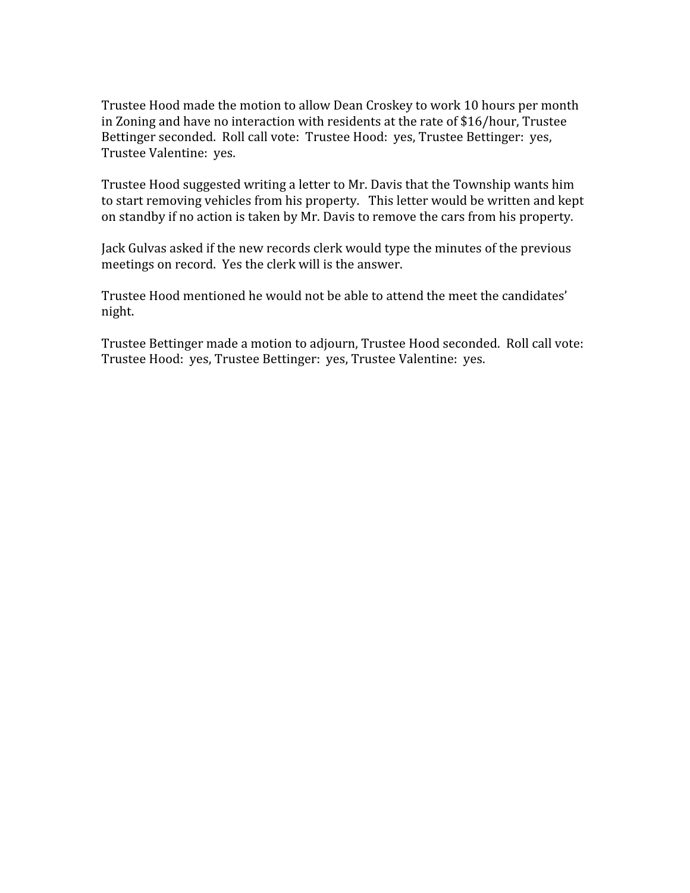Trustee Hood made the motion to allow Dean Croskey to work 10 hours per month in Zoning and have no interaction with residents at the rate of $16/hour, Trustee Bettinger seconded.  Roll call vote:  Trustee Hood:  yes, Trustee Bettinger:  yes, Trustee Valentine:  yes.

Trustee Hood suggested writing a letter to Mr. Davis that the Township wants him to start removing vehicles from his property.   This letter would be written and kept on standby if no action is taken by Mr. Davis to remove the cars from his property.

Jack Gulvas asked if the new records clerk would type the minutes of the previous meetings on record.  Yes the clerk will is the answer.

Trustee Hood mentioned he would not be able to attend the meet the candidates' night.

Trustee Bettinger made a motion to adjourn, Trustee Hood seconded.  Roll call vote: Trustee Hood:  yes, Trustee Bettinger:  yes, Trustee Valentine:  yes.